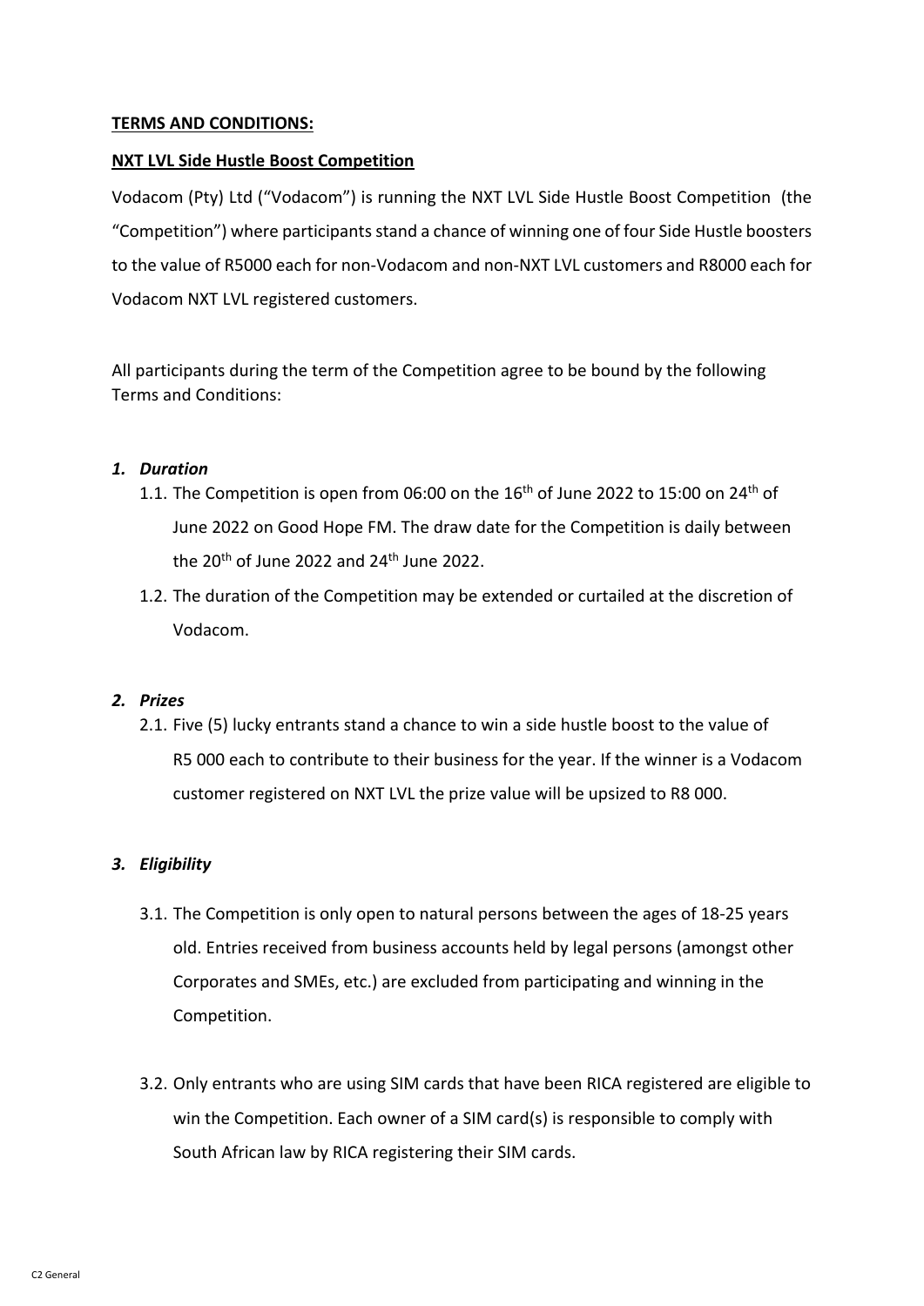**TERMS AND CONDITIONS:**

**NXT LVL Side Hustle Boost Competition**

Vodacom (Pty) Ltd ("Vodacom") is running the NXT LVL Side Hustle Boost Competition (the "Competition") where participants stand a chance of winning one of four Side Hustle boosters to the value of R5000 each for non-Vodacom and non-NXT LVL customers and R8000 each for Vodacom NXT LVL registered customers.

All participants during the term of the Competition agree to be bound by the following Terms and Conditions:

### *1. Duration*

1.1. The Competition is open from 06:00 on the 16th of June 2022 to 15:00 on 24th of June 2022 on Good Hope FM. The draw date for the Competition is daily between the 20th of June 2022 and 24th June 2022.

1.2. The duration of the Competition may be extended or curtailed at the discretion of Vodacom.

### *2. Prizes*

2.1. Five (5) lucky entrants stand a chance to win a side hustle boost to the value of R5 000 each to contribute to their business for the year. If the winner is a Vodacom customer registered on NXT LVL the prize value will be upsized to R8 000.

### *3. Eligibility*

3.1. The Competition is only open to natural persons between the ages of 18-25 years old. Entries received from business accounts held by legal persons (amongst other Corporates and SMEs, etc.) are excluded from participating and winning in the Competition.

3.2. Only entrants who are using SIM cards that have been RICA registered are eligible to win the Competition. Each owner of a SIM card(s) is responsible to comply with South African law by RICA registering their SIM cards.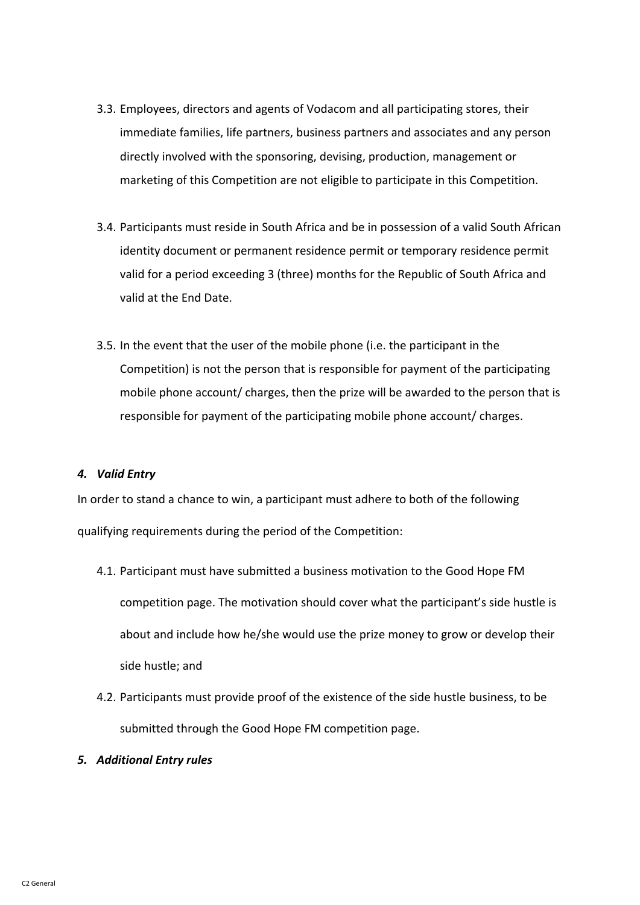3.3. Employees, directors and agents of Vodacom and all participating stores, their immediate families, life partners, business partners and associates and any person directly involved with the sponsoring, devising, production, management or marketing of this Competition are not eligible to participate in this Competition.

3.4. Participants must reside in South Africa and be in possession of a valid South African identity document or permanent residence permit or temporary residence permit valid for a period exceeding 3 (three) months for the Republic of South Africa and valid at the End Date.

3.5. In the event that the user of the mobile phone (i.e. the participant in the Competition) is not the person that is responsible for payment of the participating mobile phone account/ charges, then the prize will be awarded to the person that is responsible for payment of the participating mobile phone account/ charges.

***4. Valid Entry***

In order to stand a chance to win, a participant must adhere to both of the following qualifying requirements during the period of the Competition:

4.1. Participant must have submitted a business motivation to the Good Hope FM competition page. The motivation should cover what the participant's side hustle is about and include how he/she would use the prize money to grow or develop their side hustle; and

4.2. Participants must provide proof of the existence of the side hustle business, to be submitted through the Good Hope FM competition page.

***5. Additional Entry rules***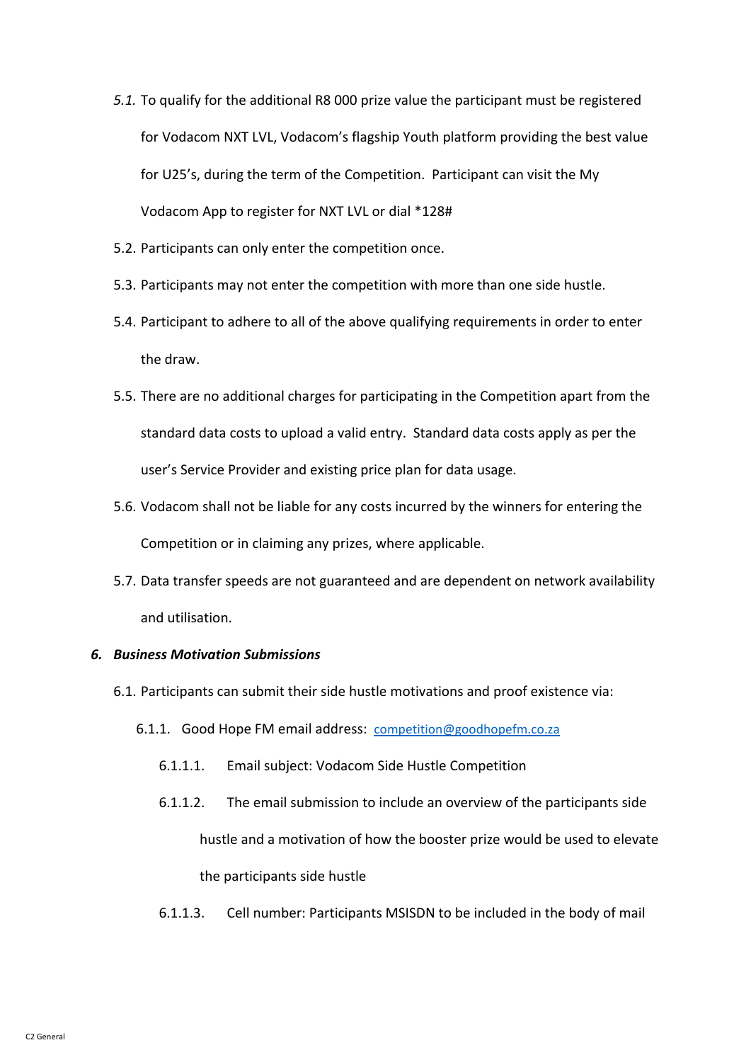*5.1.* To qualify for the additional R8 000 prize value the participant must be registered for Vodacom NXT LVL, Vodacom's flagship Youth platform providing the best value for U25's, during the term of the Competition. Participant can visit the My Vodacom App to register for NXT LVL or dial *128#

5.2. Participants can only enter the competition once.

5.3. Participants may not enter the competition with more than one side hustle.

5.4. Participant to adhere to all of the above qualifying requirements in order to enter the draw.

5.5. There are no additional charges for participating in the Competition apart from the standard data costs to upload a valid entry. Standard data costs apply as per the user's Service Provider and existing price plan for data usage.

5.6. Vodacom shall not be liable for any costs incurred by the winners for entering the Competition or in claiming any prizes, where applicable.

5.7. Data transfer speeds are not guaranteed and are dependent on network availability and utilisation.

### *6. Business Motivation Submissions*

6.1. Participants can submit their side hustle motivations and proof existence via:

6.1.1. Good Hope FM email address: [competition@goodhopefm.co.za](mailto:competition@goodhopefm.co.za)

6.1.1.1. Email subject: Vodacom Side Hustle Competition

6.1.1.2. The email submission to include an overview of the participants side hustle and a motivation of how the booster prize would be used to elevate the participants side hustle

6.1.1.3. Cell number: Participants MSISDN to be included in the body of mail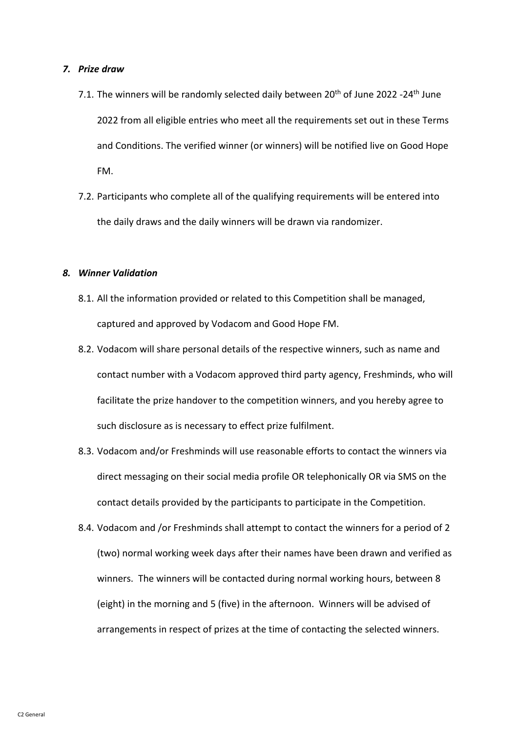## *7. Prize draw*

7.1. The winners will be randomly selected daily between 20th of June 2022 -24th June 2022 from all eligible entries who meet all the requirements set out in these Terms and Conditions. The verified winner (or winners) will be notified live on Good Hope FM.

7.2. Participants who complete all of the qualifying requirements will be entered into the daily draws and the daily winners will be drawn via randomizer.

## *8. Winner Validation*

8.1. All the information provided or related to this Competition shall be managed, captured and approved by Vodacom and Good Hope FM.

8.2. Vodacom will share personal details of the respective winners, such as name and contact number with a Vodacom approved third party agency, Freshminds, who will facilitate the prize handover to the competition winners, and you hereby agree to such disclosure as is necessary to effect prize fulfilment.

8.3. Vodacom and/or Freshminds will use reasonable efforts to contact the winners via direct messaging on their social media profile OR telephonically OR via SMS on the contact details provided by the participants to participate in the Competition.

8.4. Vodacom and /or Freshminds shall attempt to contact the winners for a period of 2 (two) normal working week days after their names have been drawn and verified as winners. The winners will be contacted during normal working hours, between 8 (eight) in the morning and 5 (five) in the afternoon. Winners will be advised of arrangements in respect of prizes at the time of contacting the selected winners.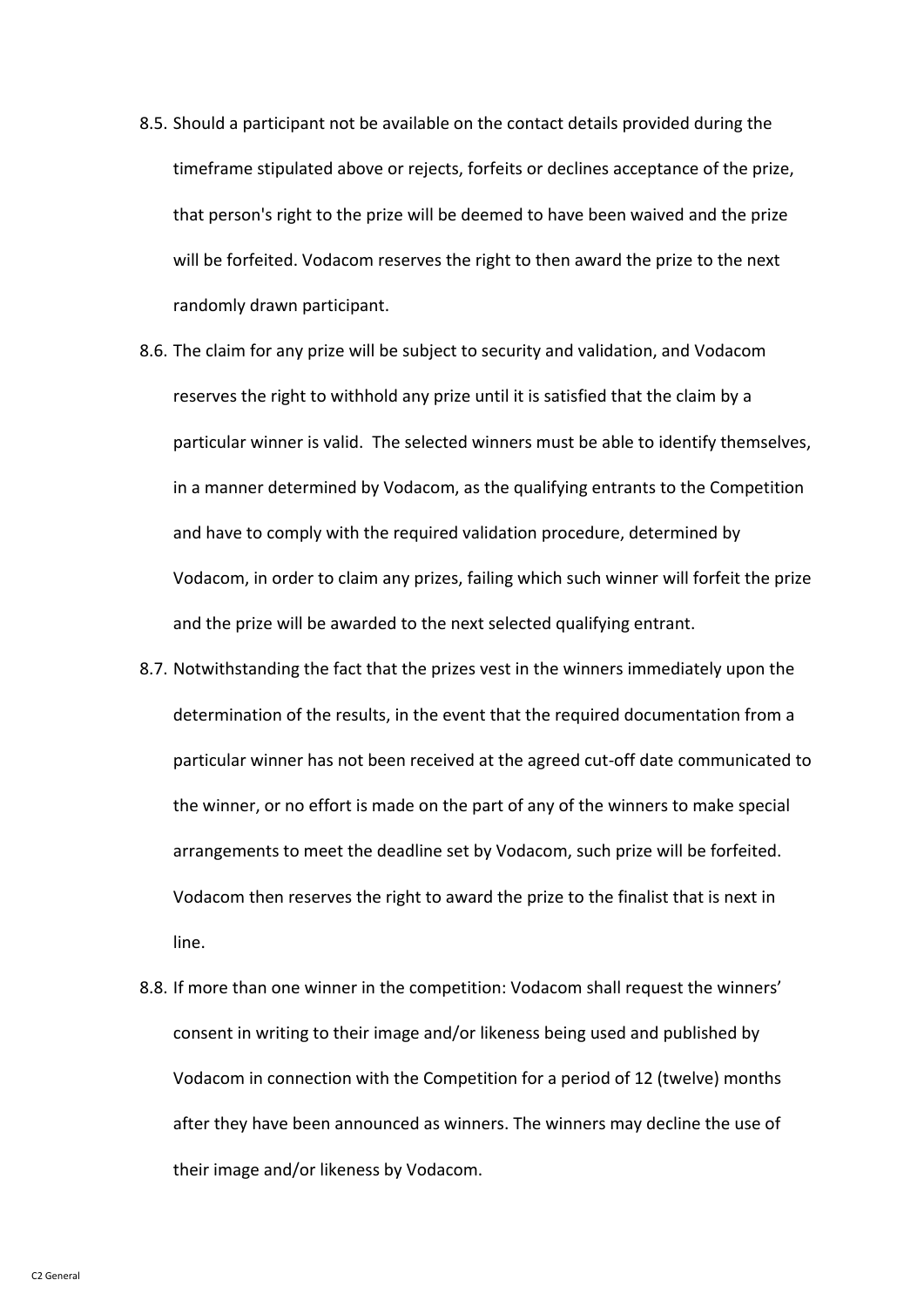8.5. Should a participant not be available on the contact details provided during the timeframe stipulated above or rejects, forfeits or declines acceptance of the prize, that person's right to the prize will be deemed to have been waived and the prize will be forfeited. Vodacom reserves the right to then award the prize to the next randomly drawn participant.

8.6. The claim for any prize will be subject to security and validation, and Vodacom reserves the right to withhold any prize until it is satisfied that the claim by a particular winner is valid. The selected winners must be able to identify themselves, in a manner determined by Vodacom, as the qualifying entrants to the Competition and have to comply with the required validation procedure, determined by Vodacom, in order to claim any prizes, failing which such winner will forfeit the prize and the prize will be awarded to the next selected qualifying entrant.

8.7. Notwithstanding the fact that the prizes vest in the winners immediately upon the determination of the results, in the event that the required documentation from a particular winner has not been received at the agreed cut-off date communicated to the winner, or no effort is made on the part of any of the winners to make special arrangements to meet the deadline set by Vodacom, such prize will be forfeited. Vodacom then reserves the right to award the prize to the finalist that is next in line.

8.8. If more than one winner in the competition: Vodacom shall request the winners' consent in writing to their image and/or likeness being used and published by Vodacom in connection with the Competition for a period of 12 (twelve) months after they have been announced as winners. The winners may decline the use of their image and/or likeness by Vodacom.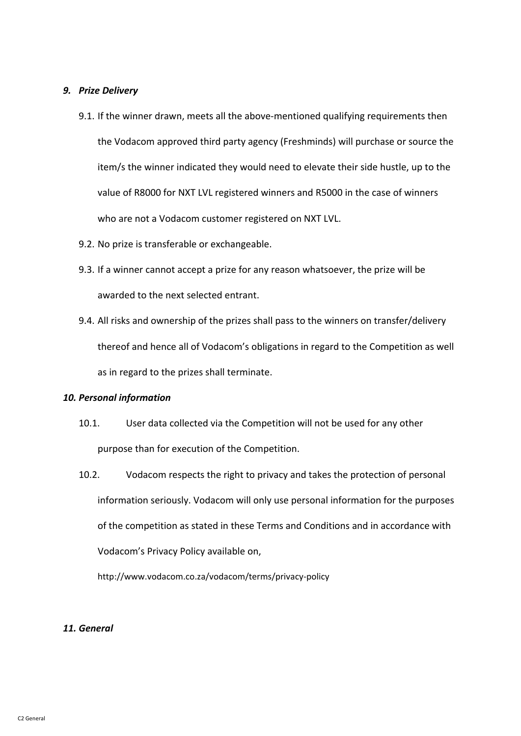### *9. Prize Delivery*

9.1. If the winner drawn, meets all the above-mentioned qualifying requirements then the Vodacom approved third party agency (Freshminds) will purchase or source the item/s the winner indicated they would need to elevate their side hustle, up to the value of R8000 for NXT LVL registered winners and R5000 in the case of winners who are not a Vodacom customer registered on NXT LVL.

9.2. No prize is transferable or exchangeable.

9.3. If a winner cannot accept a prize for any reason whatsoever, the prize will be awarded to the next selected entrant.

9.4. All risks and ownership of the prizes shall pass to the winners on transfer/delivery thereof and hence all of Vodacom's obligations in regard to the Competition as well as in regard to the prizes shall terminate.

### *10. Personal information*

10.1. User data collected via the Competition will not be used for any other purpose than for execution of the Competition.

10.2. Vodacom respects the right to privacy and takes the protection of personal information seriously. Vodacom will only use personal information for the purposes of the competition as stated in these Terms and Conditions and in accordance with Vodacom's Privacy Policy available on,

http://www.vodacom.co.za/vodacom/terms/privacy-policy

### *11. General*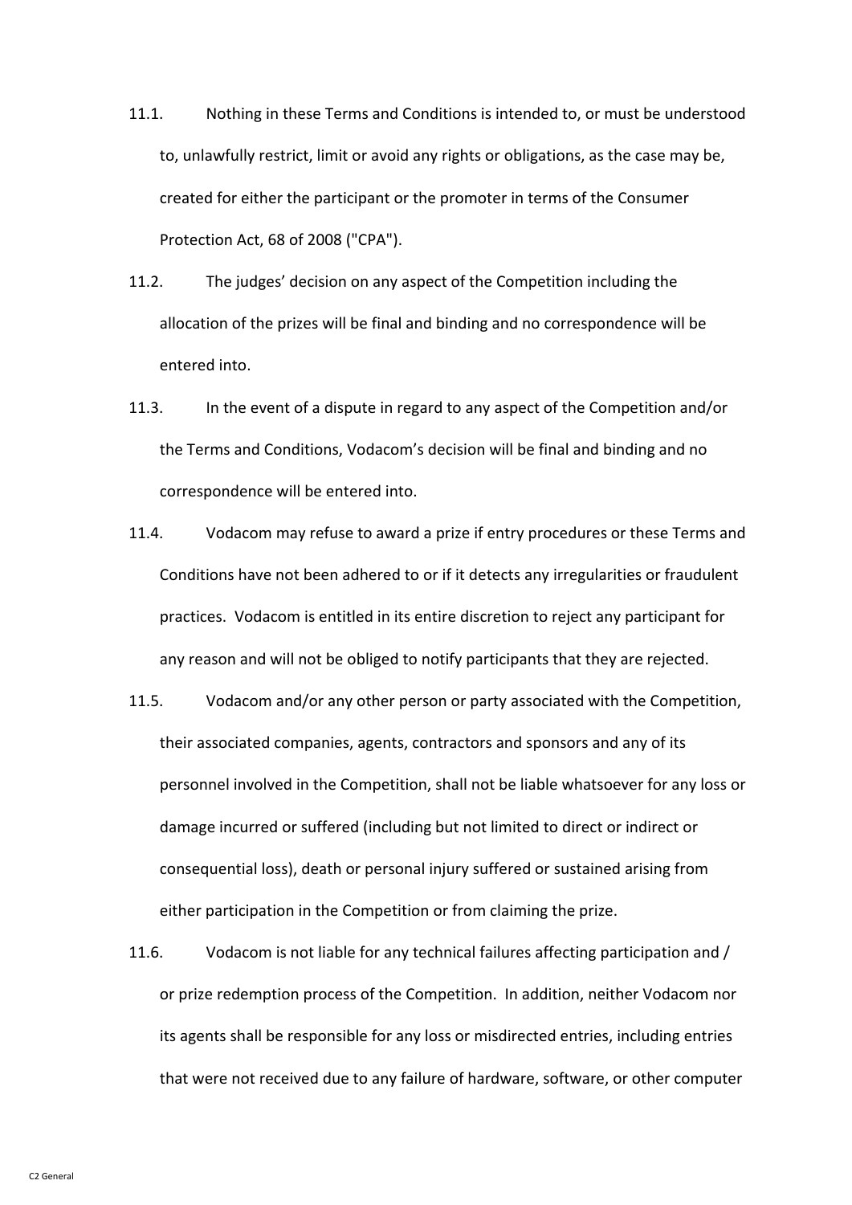11.1. Nothing in these Terms and Conditions is intended to, or must be understood to, unlawfully restrict, limit or avoid any rights or obligations, as the case may be, created for either the participant or the promoter in terms of the Consumer Protection Act, 68 of 2008 ("CPA").

11.2. The judges' decision on any aspect of the Competition including the allocation of the prizes will be final and binding and no correspondence will be entered into.

11.3. In the event of a dispute in regard to any aspect of the Competition and/or the Terms and Conditions, Vodacom's decision will be final and binding and no correspondence will be entered into.

11.4. Vodacom may refuse to award a prize if entry procedures or these Terms and Conditions have not been adhered to or if it detects any irregularities or fraudulent practices. Vodacom is entitled in its entire discretion to reject any participant for any reason and will not be obliged to notify participants that they are rejected.

11.5. Vodacom and/or any other person or party associated with the Competition, their associated companies, agents, contractors and sponsors and any of its personnel involved in the Competition, shall not be liable whatsoever for any loss or damage incurred or suffered (including but not limited to direct or indirect or consequential loss), death or personal injury suffered or sustained arising from either participation in the Competition or from claiming the prize.

11.6. Vodacom is not liable for any technical failures affecting participation and / or prize redemption process of the Competition. In addition, neither Vodacom nor its agents shall be responsible for any loss or misdirected entries, including entries that were not received due to any failure of hardware, software, or other computer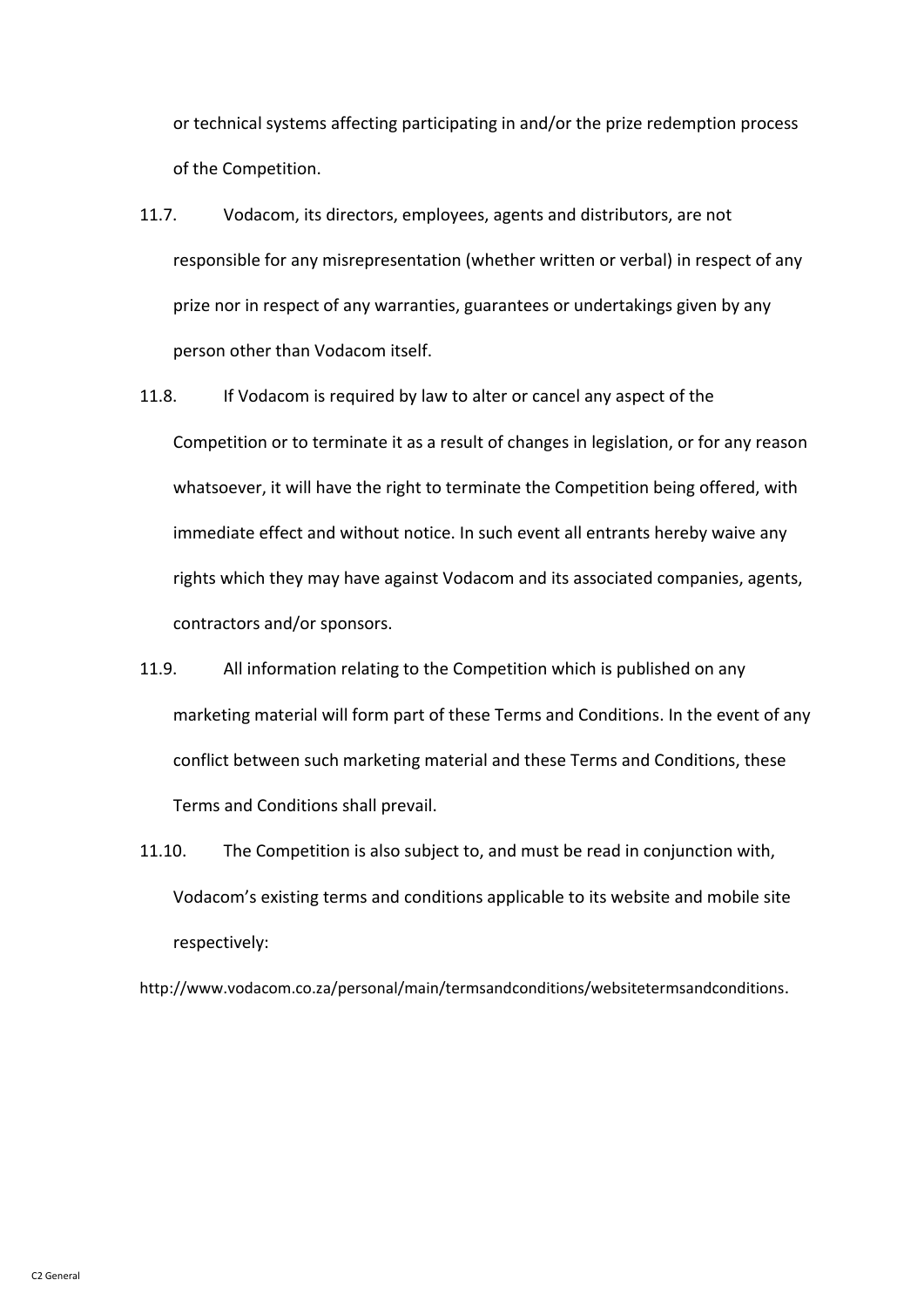or technical systems affecting participating in and/or the prize redemption process of the Competition.

11.7. Vodacom, its directors, employees, agents and distributors, are not responsible for any misrepresentation (whether written or verbal) in respect of any prize nor in respect of any warranties, guarantees or undertakings given by any person other than Vodacom itself.

11.8. If Vodacom is required by law to alter or cancel any aspect of the Competition or to terminate it as a result of changes in legislation, or for any reason whatsoever, it will have the right to terminate the Competition being offered, with immediate effect and without notice. In such event all entrants hereby waive any rights which they may have against Vodacom and its associated companies, agents, contractors and/or sponsors.

11.9. All information relating to the Competition which is published on any marketing material will form part of these Terms and Conditions. In the event of any conflict between such marketing material and these Terms and Conditions, these Terms and Conditions shall prevail.

11.10. The Competition is also subject to, and must be read in conjunction with, Vodacom's existing terms and conditions applicable to its website and mobile site respectively:

http://www.vodacom.co.za/personal/main/termsandconditions/websitetermsandconditions.